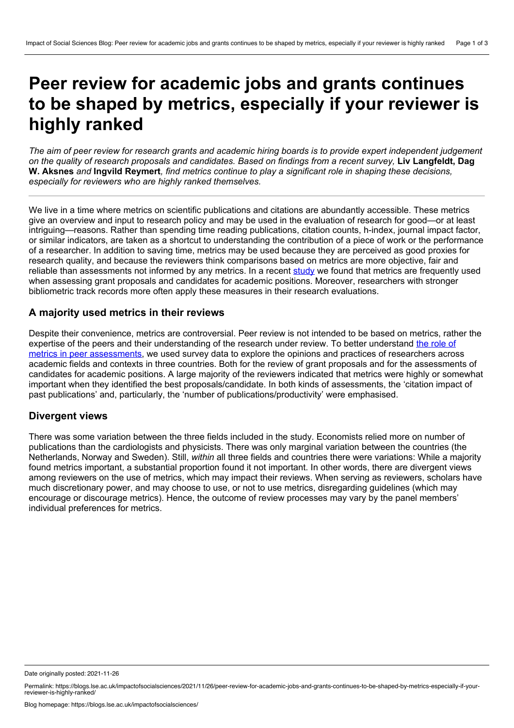# Peer review for academic jobs and grants continues to be shaped by metrics, especially if your reviewer is highly ranked

*The aim of peer review for research grants and academic hiring boards is to provide expert independent judgement on the quality of research proposals and candidates. Based on findings from a recent survey,* **Liv Langfeldt, Dag W. Aksnes** *and* **Ingvild Reymert***, find metrics continue to play a significant role in shaping these decisions, especially for reviewers who are highly ranked themselves.*

---

We live in a time where metrics on scientific publications and citations are abundantly accessible. These metrics give an overview and input to research policy and may be used in the evaluation of research for good—or at least intriguing—reasons. Rather than spending time reading publications, citation counts, h-index, journal impact factor, or similar indicators, are taken as a shortcut to understanding the contribution of a piece of work or the performance of a researcher. In addition to saving time, metrics may be used because they are perceived as good proxies for research quality, and because the reviewers think comparisons based on metrics are more objective, fair and reliable than assessments not informed by any metrics. In a recent study we found that metrics are frequently used when assessing grant proposals and candidates for academic positions. Moreover, researchers with stronger bibliometric track records more often apply these measures in their research evaluations.

## A majority used metrics in their reviews

Despite their convenience, metrics are controversial. Peer review is not intended to be based on metrics, rather the expertise of the peers and their understanding of the research under review. To better understand the role of metrics in peer assessments, we used survey data to explore the opinions and practices of researchers across academic fields and contexts in three countries. Both for the review of grant proposals and for the assessments of candidates for academic positions. A large majority of the reviewers indicated that metrics were highly or somewhat important when they identified the best proposals/candidate. In both kinds of assessments, the 'citation impact of past publications' and, particularly, the 'number of publications/productivity' were emphasised.

## Divergent views

There was some variation between the three fields included in the study. Economists relied more on number of publications than the cardiologists and physicists. There was only marginal variation between the countries (the Netherlands, Norway and Sweden). Still, *within* all three fields and countries there were variations: While a majority found metrics important, a substantial proportion found it not important. In other words, there are divergent views among reviewers on the use of metrics, which may impact their reviews. When serving as reviewers, scholars have much discretionary power, and may choose to use, or not to use metrics, disregarding guidelines (which may encourage or discourage metrics). Hence, the outcome of review processes may vary by the panel members' individual preferences for metrics.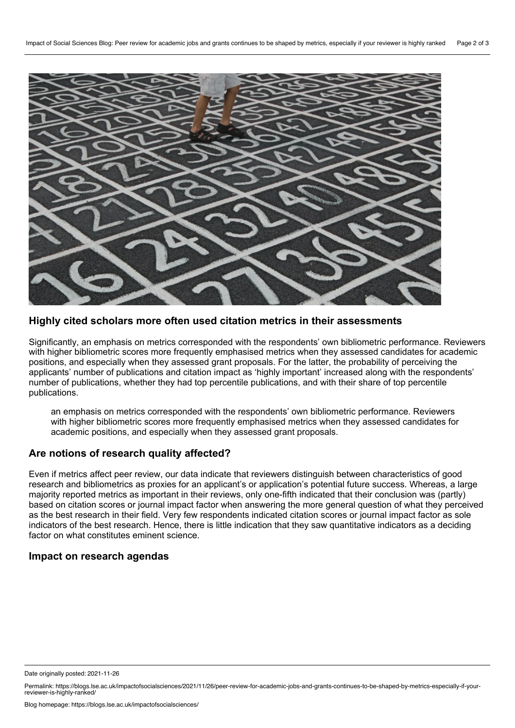## Highly cited scholars more often used citation metrics in their assessments

Significantly, an emphasis on metrics corresponded with the respondents' own bibliometric performance. Reviewers with higher bibliometric scores more frequently emphasised metrics when they assessed candidates for academic positions, and especially when they assessed grant proposals. For the latter, the probability of perceiving the applicants' number of publications and citation impact as 'highly important' increased along with the respondents' number of publications, whether they had top percentile publications, and with their share of top percentile publications.

> an emphasis on metrics corresponded with the respondents' own bibliometric performance. Reviewers with higher bibliometric scores more frequently emphasised metrics when they assessed candidates for academic positions, and especially when they assessed grant proposals.

## Are notions of research quality affected?

Even if metrics affect peer review, our data indicate that reviewers distinguish between characteristics of good research and bibliometrics as proxies for an applicant's or application's potential future success. Whereas, a large majority reported metrics as important in their reviews, only one-fifth indicated that their conclusion was (partly) based on citation scores or journal impact factor when answering the more general question of what they perceived as the best research in their field. Very few respondents indicated citation scores or journal impact factor as sole indicators of the best research. Hence, there is little indication that they saw quantitative indicators as a deciding factor on what constitutes eminent science.

## Impact on research agendas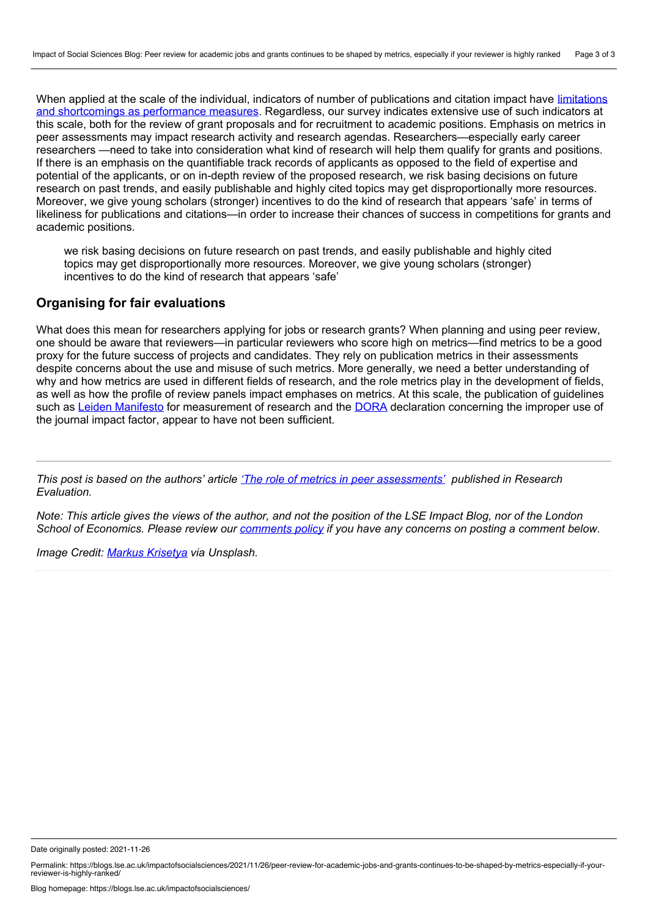When applied at the scale of the individual, indicators of number of publications and citation impact have limitations and shortcomings as performance measures. Regardless, our survey indicates extensive use of such indicators at this scale, both for the review of grant proposals and for recruitment to academic positions. Emphasis on metrics in peer assessments may impact research activity and research agendas. Researchers—especially early career researchers —need to take into consideration what kind of research will help them qualify for grants and positions. If there is an emphasis on the quantifiable track records of applicants as opposed to the field of expertise and potential of the applicants, or on in-depth review of the proposed research, we risk basing decisions on future research on past trends, and easily publishable and highly cited topics may get disproportionally more resources. Moreover, we give young scholars (stronger) incentives to do the kind of research that appears 'safe' in terms of likeliness for publications and citations—in order to increase their chances of success in competitions for grants and academic positions.

> we risk basing decisions on future research on past trends, and easily publishable and highly cited topics may get disproportionally more resources. Moreover, we give young scholars (stronger) incentives to do the kind of research that appears 'safe'

## Organising for fair evaluations

What does this mean for researchers applying for jobs or research grants? When planning and using peer review, one should be aware that reviewers—in particular reviewers who score high on metrics—find metrics to be a good proxy for the future success of projects and candidates. They rely on publication metrics in their assessments despite concerns about the use and misuse of such metrics. More generally, we need a better understanding of why and how metrics are used in different fields of research, and the role metrics play in the development of fields, as well as how the profile of review panels impact emphases on metrics. At this scale, the publication of guidelines such as Leiden Manifesto for measurement of research and the DORA declaration concerning the improper use of the journal impact factor, appear to have not been sufficient.

---

*This post is based on the authors' article 'The role of metrics in peer assessments' published in Research Evaluation.*

*Note: This article gives the views of the author, and not the position of the LSE Impact Blog, nor of the London School of Economics. Please review our comments policy if you have any concerns on posting a comment below.*

*Image Credit: Markus Krisetya via Unsplash.*

---

Date originally posted: 2021-11-26

Permalink: https://blogs.lse.ac.uk/impactofsocialsciences/2021/11/26/peer-review-for-academic-jobs-and-grants-continues-to-be-shaped-by-metrics-especially-if-your-reviewer-is-highly-ranked/

Blog homepage: https://blogs.lse.ac.uk/impactofsocialsciences/